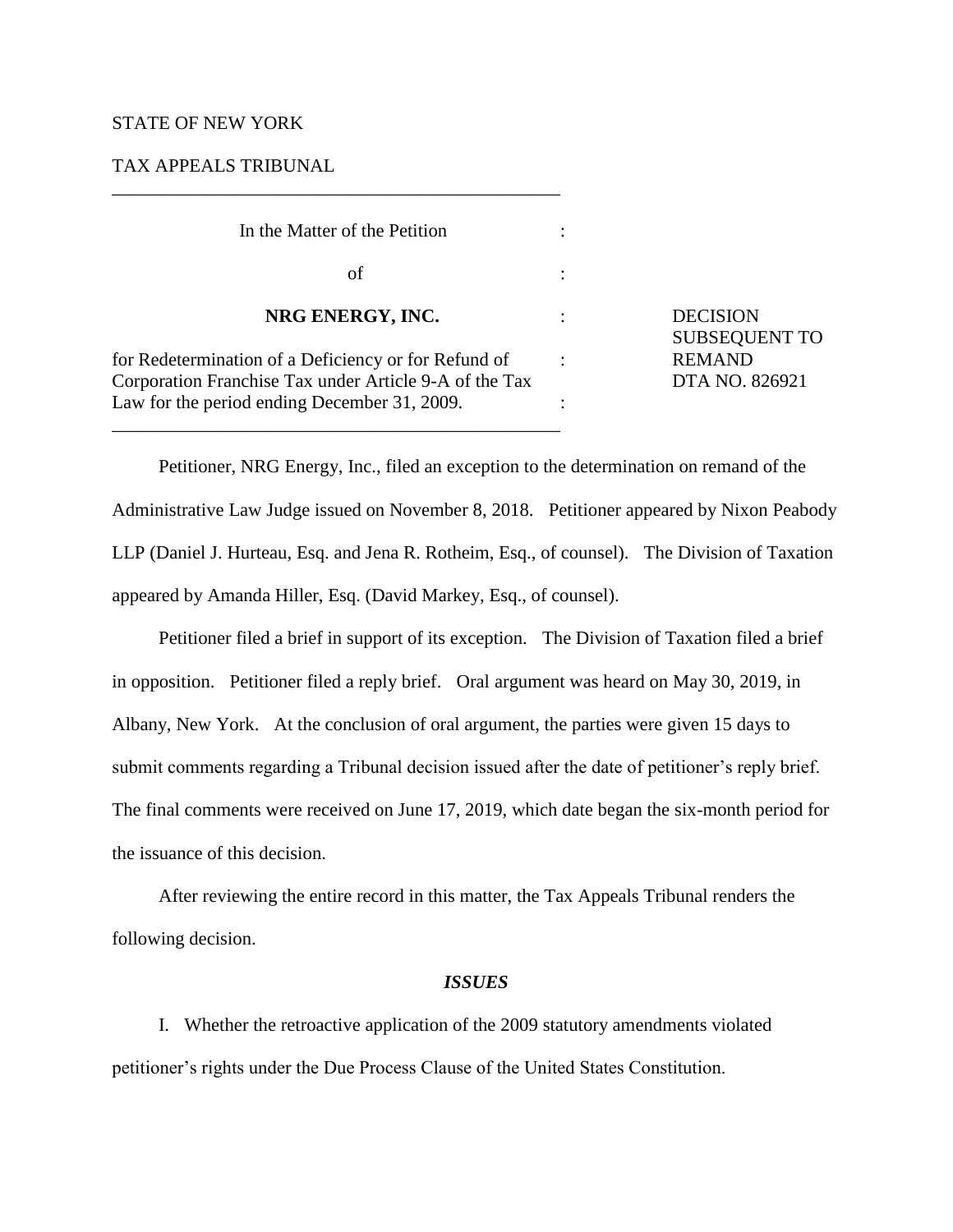STATE OF NEW YORK

TAX APPEALS TRIBUNAL

---

| | | |
|---|---|---|
| In the Matter of the Petition | : | |
| of | : | |
| **NRG ENERGY, INC.** | : | DECISION SUBSEQUENT TO REMAND |
| for Redetermination of a Deficiency or for Refund of Corporation Franchise Tax under Article 9-A of the Tax Law for the period ending December 31, 2009. | : | DTA NO. 826921 |

---

Petitioner, NRG Energy, Inc., filed an exception to the determination on remand of the Administrative Law Judge issued on November 8, 2018. Petitioner appeared by Nixon Peabody LLP (Daniel J. Hurteau, Esq. and Jena R. Rotheim, Esq., of counsel). The Division of Taxation appeared by Amanda Hiller, Esq. (David Markey, Esq., of counsel).

Petitioner filed a brief in support of its exception. The Division of Taxation filed a brief in opposition. Petitioner filed a reply brief. Oral argument was heard on May 30, 2019, in Albany, New York. At the conclusion of oral argument, the parties were given 15 days to submit comments regarding a Tribunal decision issued after the date of petitioner's reply brief. The final comments were received on June 17, 2019, which date began the six-month period for the issuance of this decision.

After reviewing the entire record in this matter, the Tax Appeals Tribunal renders the following decision.

### *ISSUES*

I. Whether the retroactive application of the 2009 statutory amendments violated petitioner's rights under the Due Process Clause of the United States Constitution.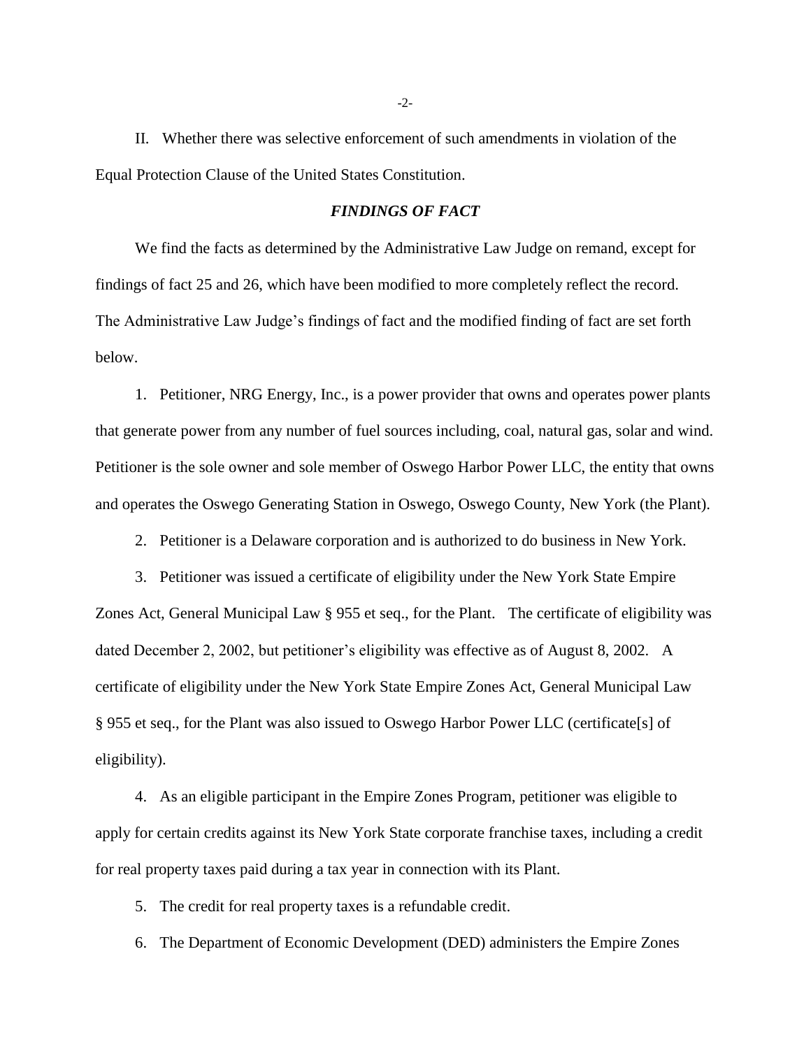II. Whether there was selective enforcement of such amendments in violation of the Equal Protection Clause of the United States Constitution.

### *FINDINGS OF FACT*

We find the facts as determined by the Administrative Law Judge on remand, except for findings of fact 25 and 26, which have been modified to more completely reflect the record. The Administrative Law Judge's findings of fact and the modified finding of fact are set forth below.

1. Petitioner, NRG Energy, Inc., is a power provider that owns and operates power plants that generate power from any number of fuel sources including, coal, natural gas, solar and wind. Petitioner is the sole owner and sole member of Oswego Harbor Power LLC, the entity that owns and operates the Oswego Generating Station in Oswego, Oswego County, New York (the Plant).

2. Petitioner is a Delaware corporation and is authorized to do business in New York.

3. Petitioner was issued a certificate of eligibility under the New York State Empire Zones Act, General Municipal Law § 955 et seq., for the Plant. The certificate of eligibility was dated December 2, 2002, but petitioner's eligibility was effective as of August 8, 2002. A certificate of eligibility under the New York State Empire Zones Act, General Municipal Law § 955 et seq., for the Plant was also issued to Oswego Harbor Power LLC (certificate[s] of eligibility).

4. As an eligible participant in the Empire Zones Program, petitioner was eligible to apply for certain credits against its New York State corporate franchise taxes, including a credit for real property taxes paid during a tax year in connection with its Plant.

5. The credit for real property taxes is a refundable credit.

6. The Department of Economic Development (DED) administers the Empire Zones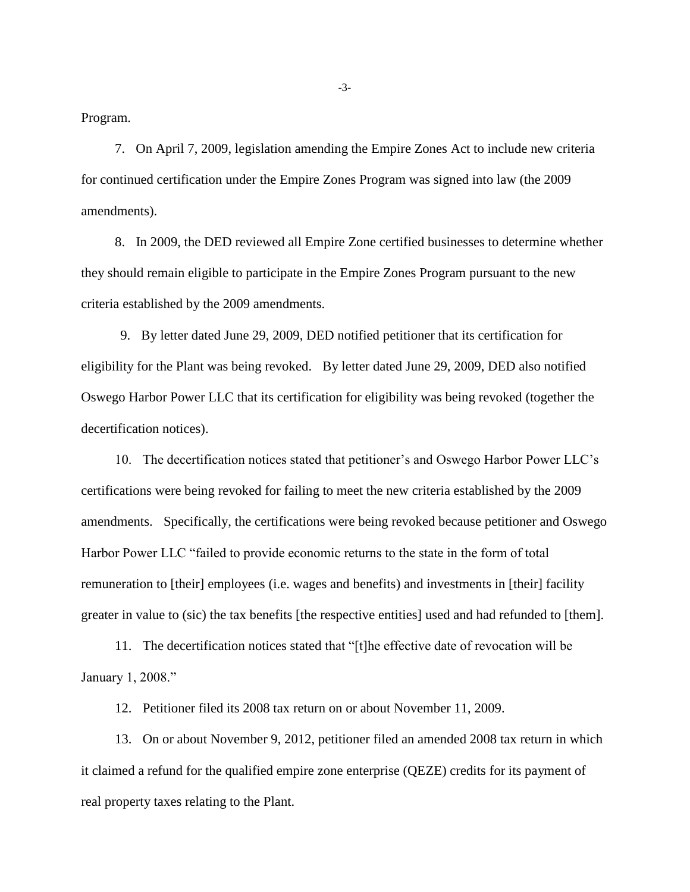Program.

7. On April 7, 2009, legislation amending the Empire Zones Act to include new criteria for continued certification under the Empire Zones Program was signed into law (the 2009 amendments).

8. In 2009, the DED reviewed all Empire Zone certified businesses to determine whether they should remain eligible to participate in the Empire Zones Program pursuant to the new criteria established by the 2009 amendments.

9. By letter dated June 29, 2009, DED notified petitioner that its certification for eligibility for the Plant was being revoked. By letter dated June 29, 2009, DED also notified Oswego Harbor Power LLC that its certification for eligibility was being revoked (together the decertification notices).

10. The decertification notices stated that petitioner's and Oswego Harbor Power LLC's certifications were being revoked for failing to meet the new criteria established by the 2009 amendments. Specifically, the certifications were being revoked because petitioner and Oswego Harbor Power LLC "failed to provide economic returns to the state in the form of total remuneration to [their] employees (i.e. wages and benefits) and investments in [their] facility greater in value to (sic) the tax benefits [the respective entities] used and had refunded to [them].

11. The decertification notices stated that "[t]he effective date of revocation will be January 1, 2008."

12. Petitioner filed its 2008 tax return on or about November 11, 2009.

13. On or about November 9, 2012, petitioner filed an amended 2008 tax return in which it claimed a refund for the qualified empire zone enterprise (QEZE) credits for its payment of real property taxes relating to the Plant.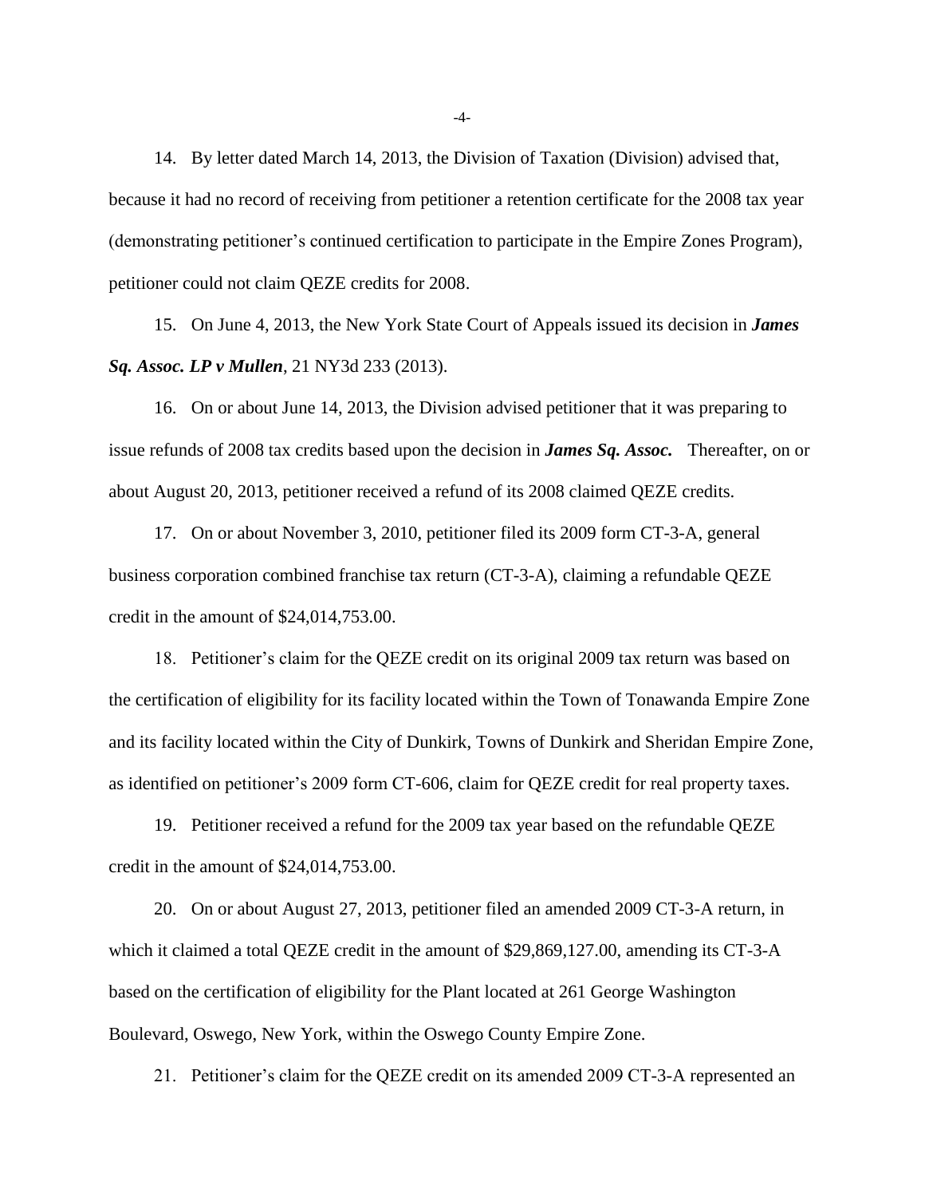14. By letter dated March 14, 2013, the Division of Taxation (Division) advised that, because it had no record of receiving from petitioner a retention certificate for the 2008 tax year (demonstrating petitioner's continued certification to participate in the Empire Zones Program), petitioner could not claim QEZE credits for 2008.

15. On June 4, 2013, the New York State Court of Appeals issued its decision in ***James Sq. Assoc. LP v Mullen***, 21 NY3d 233 (2013).

16. On or about June 14, 2013, the Division advised petitioner that it was preparing to issue refunds of 2008 tax credits based upon the decision in ***James Sq. Assoc.*** Thereafter, on or about August 20, 2013, petitioner received a refund of its 2008 claimed QEZE credits.

17. On or about November 3, 2010, petitioner filed its 2009 form CT-3-A, general business corporation combined franchise tax return (CT-3-A), claiming a refundable QEZE credit in the amount of $24,014,753.00.

18. Petitioner's claim for the QEZE credit on its original 2009 tax return was based on the certification of eligibility for its facility located within the Town of Tonawanda Empire Zone and its facility located within the City of Dunkirk, Towns of Dunkirk and Sheridan Empire Zone, as identified on petitioner's 2009 form CT-606, claim for QEZE credit for real property taxes.

19. Petitioner received a refund for the 2009 tax year based on the refundable QEZE credit in the amount of $24,014,753.00.

20. On or about August 27, 2013, petitioner filed an amended 2009 CT-3-A return, in which it claimed a total QEZE credit in the amount of $29,869,127.00, amending its CT-3-A based on the certification of eligibility for the Plant located at 261 George Washington Boulevard, Oswego, New York, within the Oswego County Empire Zone.

21. Petitioner's claim for the QEZE credit on its amended 2009 CT-3-A represented an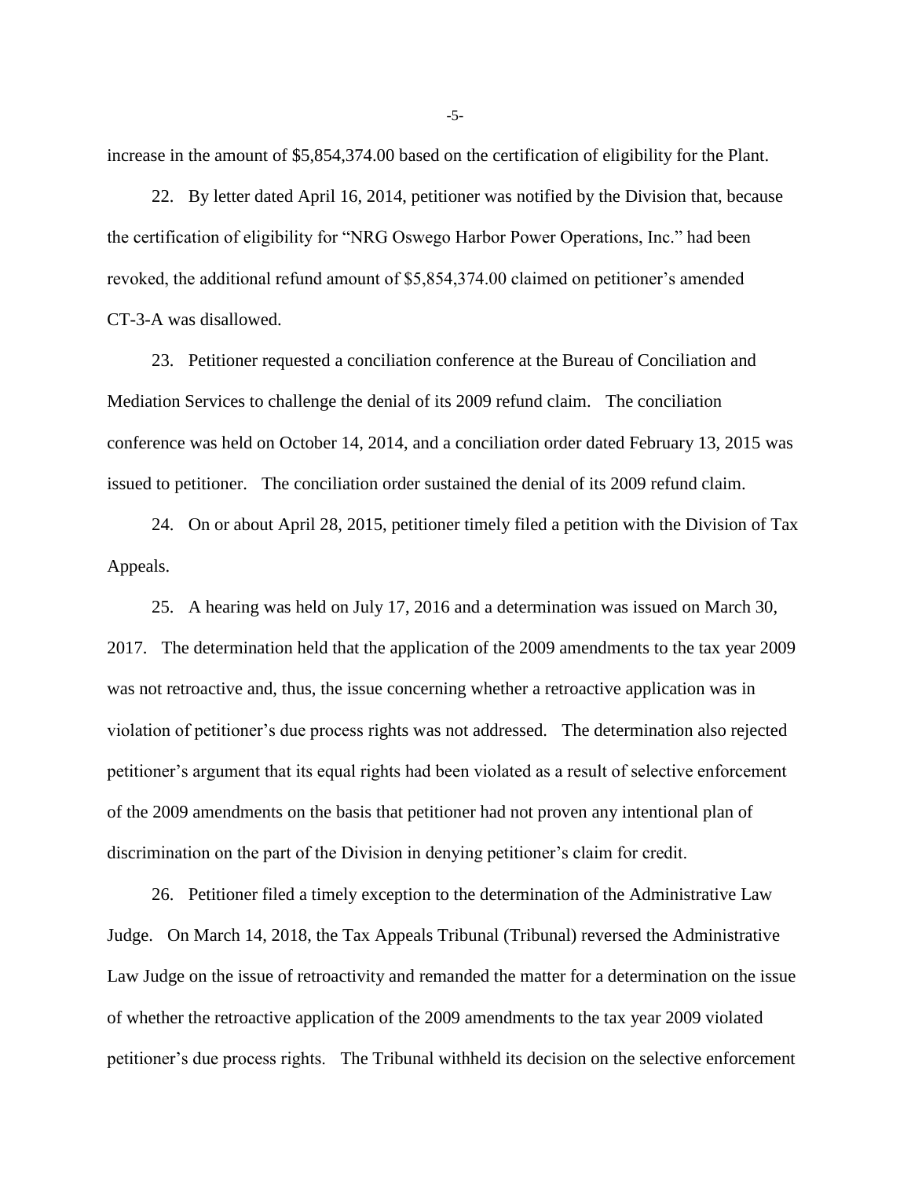increase in the amount of $5,854,374.00 based on the certification of eligibility for the Plant.

22. By letter dated April 16, 2014, petitioner was notified by the Division that, because the certification of eligibility for "NRG Oswego Harbor Power Operations, Inc." had been revoked, the additional refund amount of $5,854,374.00 claimed on petitioner's amended CT-3-A was disallowed.

23. Petitioner requested a conciliation conference at the Bureau of Conciliation and Mediation Services to challenge the denial of its 2009 refund claim. The conciliation conference was held on October 14, 2014, and a conciliation order dated February 13, 2015 was issued to petitioner. The conciliation order sustained the denial of its 2009 refund claim.

24. On or about April 28, 2015, petitioner timely filed a petition with the Division of Tax Appeals.

25. A hearing was held on July 17, 2016 and a determination was issued on March 30, 2017. The determination held that the application of the 2009 amendments to the tax year 2009 was not retroactive and, thus, the issue concerning whether a retroactive application was in violation of petitioner's due process rights was not addressed. The determination also rejected petitioner's argument that its equal rights had been violated as a result of selective enforcement of the 2009 amendments on the basis that petitioner had not proven any intentional plan of discrimination on the part of the Division in denying petitioner's claim for credit.

26. Petitioner filed a timely exception to the determination of the Administrative Law Judge. On March 14, 2018, the Tax Appeals Tribunal (Tribunal) reversed the Administrative Law Judge on the issue of retroactivity and remanded the matter for a determination on the issue of whether the retroactive application of the 2009 amendments to the tax year 2009 violated petitioner's due process rights. The Tribunal withheld its decision on the selective enforcement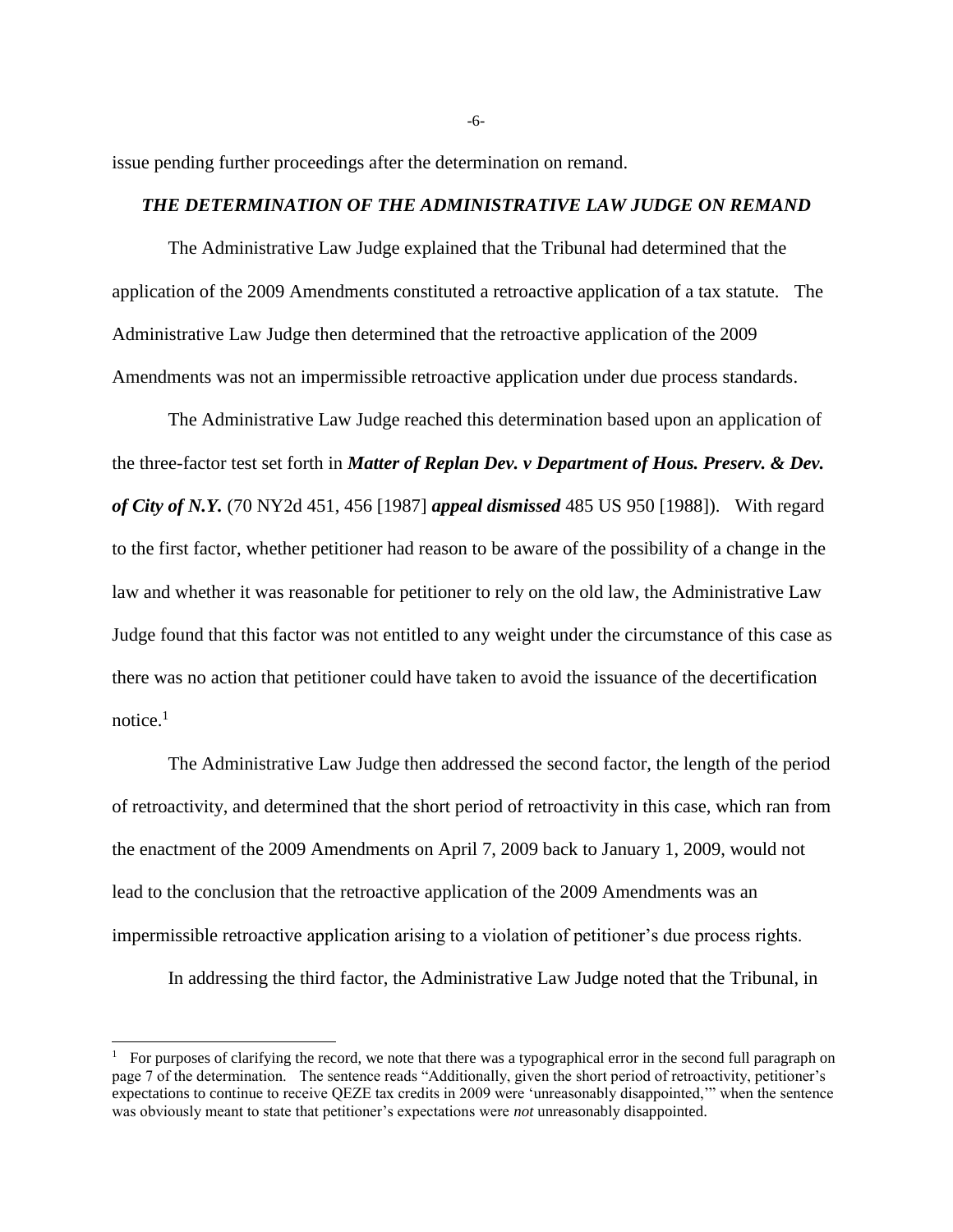issue pending further proceedings after the determination on remand.

***THE DETERMINATION OF THE ADMINISTRATIVE LAW JUDGE ON REMAND***

The Administrative Law Judge explained that the Tribunal had determined that the application of the 2009 Amendments constituted a retroactive application of a tax statute. The Administrative Law Judge then determined that the retroactive application of the 2009 Amendments was not an impermissible retroactive application under due process standards.

The Administrative Law Judge reached this determination based upon an application of the three-factor test set forth in ***Matter of Replan Dev. v Department of Hous. Preserv. & Dev. of City of N.Y.*** (70 NY2d 451, 456 [1987] ***appeal dismissed*** 485 US 950 [1988]). With regard to the first factor, whether petitioner had reason to be aware of the possibility of a change in the law and whether it was reasonable for petitioner to rely on the old law, the Administrative Law Judge found that this factor was not entitled to any weight under the circumstance of this case as there was no action that petitioner could have taken to avoid the issuance of the decertification notice.[1]

The Administrative Law Judge then addressed the second factor, the length of the period of retroactivity, and determined that the short period of retroactivity in this case, which ran from the enactment of the 2009 Amendments on April 7, 2009 back to January 1, 2009, would not lead to the conclusion that the retroactive application of the 2009 Amendments was an impermissible retroactive application arising to a violation of petitioner's due process rights.

In addressing the third factor, the Administrative Law Judge noted that the Tribunal, in

---

[1] For purposes of clarifying the record, we note that there was a typographical error in the second full paragraph on page 7 of the determination. The sentence reads "Additionally, given the short period of retroactivity, petitioner's expectations to continue to receive QEZE tax credits in 2009 were 'unreasonably disappointed,'" when the sentence was obviously meant to state that petitioner's expectations were *not* unreasonably disappointed.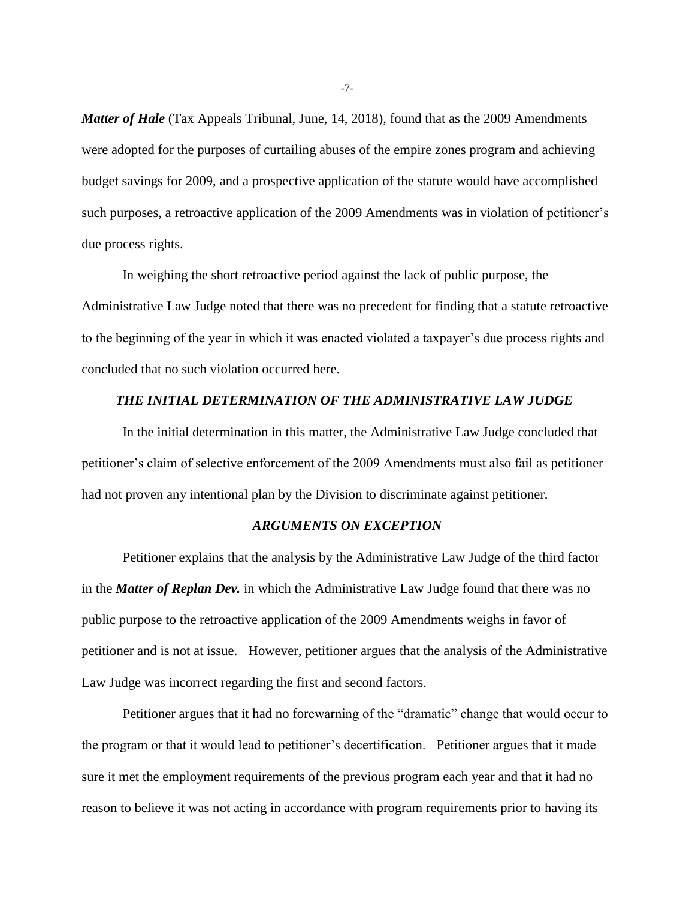***Matter of Hale*** (Tax Appeals Tribunal, June, 14, 2018), found that as the 2009 Amendments were adopted for the purposes of curtailing abuses of the empire zones program and achieving budget savings for 2009, and a prospective application of the statute would have accomplished such purposes, a retroactive application of the 2009 Amendments was in violation of petitioner's due process rights.

In weighing the short retroactive period against the lack of public purpose, the Administrative Law Judge noted that there was no precedent for finding that a statute retroactive to the beginning of the year in which it was enacted violated a taxpayer's due process rights and concluded that no such violation occurred here.

### *THE INITIAL DETERMINATION OF THE ADMINISTRATIVE LAW JUDGE*

In the initial determination in this matter, the Administrative Law Judge concluded that petitioner's claim of selective enforcement of the 2009 Amendments must also fail as petitioner had not proven any intentional plan by the Division to discriminate against petitioner.

### *ARGUMENTS ON EXCEPTION*

Petitioner explains that the analysis by the Administrative Law Judge of the third factor in the ***Matter of Replan Dev.*** in which the Administrative Law Judge found that there was no public purpose to the retroactive application of the 2009 Amendments weighs in favor of petitioner and is not at issue. However, petitioner argues that the analysis of the Administrative Law Judge was incorrect regarding the first and second factors.

Petitioner argues that it had no forewarning of the "dramatic" change that would occur to the program or that it would lead to petitioner's decertification. Petitioner argues that it made sure it met the employment requirements of the previous program each year and that it had no reason to believe it was not acting in accordance with program requirements prior to having its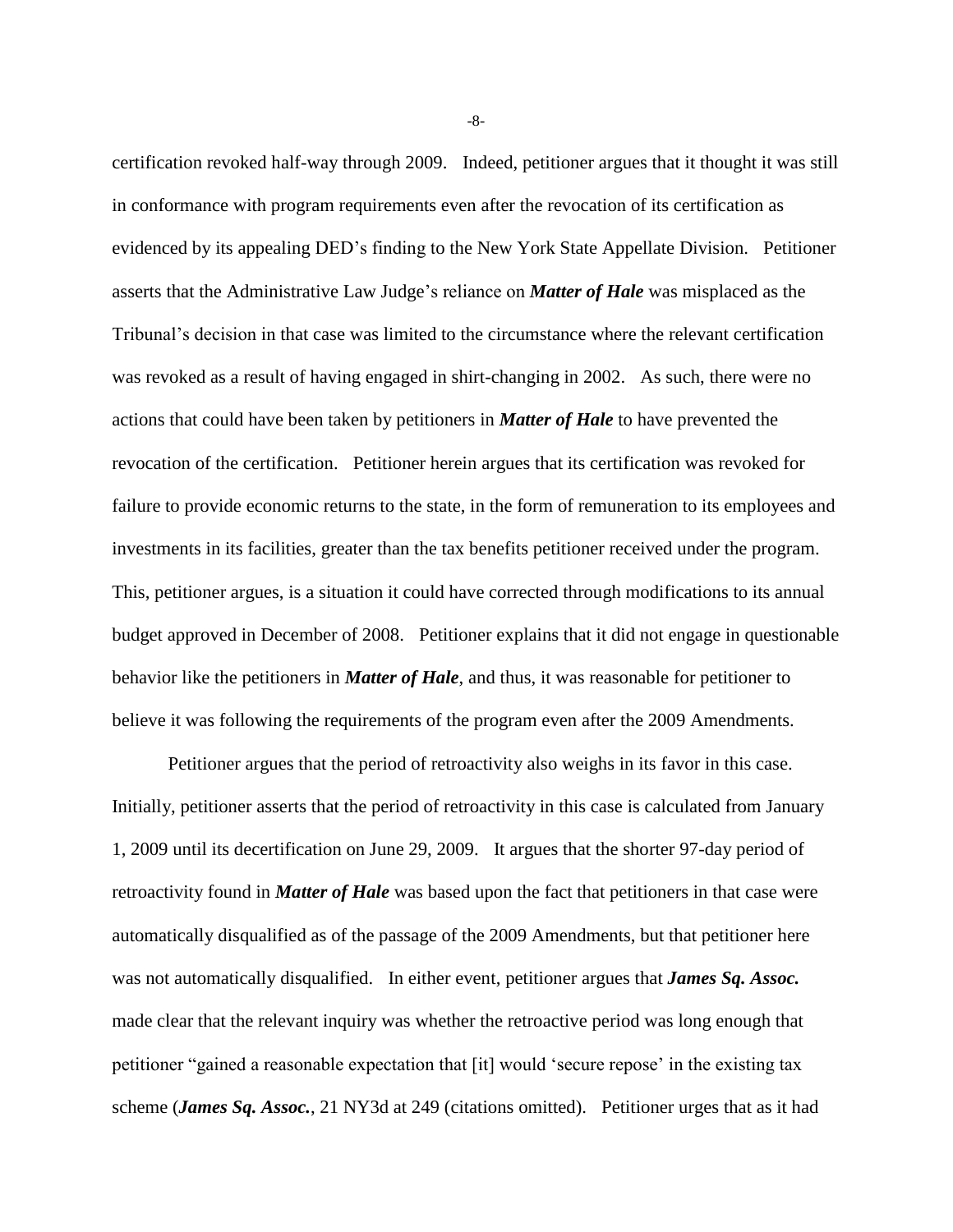certification revoked half-way through 2009. Indeed, petitioner argues that it thought it was still in conformance with program requirements even after the revocation of its certification as evidenced by its appealing DED's finding to the New York State Appellate Division. Petitioner asserts that the Administrative Law Judge's reliance on ***Matter of Hale*** was misplaced as the Tribunal's decision in that case was limited to the circumstance where the relevant certification was revoked as a result of having engaged in shirt-changing in 2002. As such, there were no actions that could have been taken by petitioners in ***Matter of Hale*** to have prevented the revocation of the certification. Petitioner herein argues that its certification was revoked for failure to provide economic returns to the state, in the form of remuneration to its employees and investments in its facilities, greater than the tax benefits petitioner received under the program. This, petitioner argues, is a situation it could have corrected through modifications to its annual budget approved in December of 2008. Petitioner explains that it did not engage in questionable behavior like the petitioners in ***Matter of Hale***, and thus, it was reasonable for petitioner to believe it was following the requirements of the program even after the 2009 Amendments.

Petitioner argues that the period of retroactivity also weighs in its favor in this case. Initially, petitioner asserts that the period of retroactivity in this case is calculated from January 1, 2009 until its decertification on June 29, 2009. It argues that the shorter 97-day period of retroactivity found in ***Matter of Hale*** was based upon the fact that petitioners in that case were automatically disqualified as of the passage of the 2009 Amendments, but that petitioner here was not automatically disqualified. In either event, petitioner argues that ***James Sq. Assoc.*** made clear that the relevant inquiry was whether the retroactive period was long enough that petitioner "gained a reasonable expectation that [it] would 'secure repose' in the existing tax scheme (***James Sq. Assoc.***, 21 NY3d at 249 (citations omitted). Petitioner urges that as it had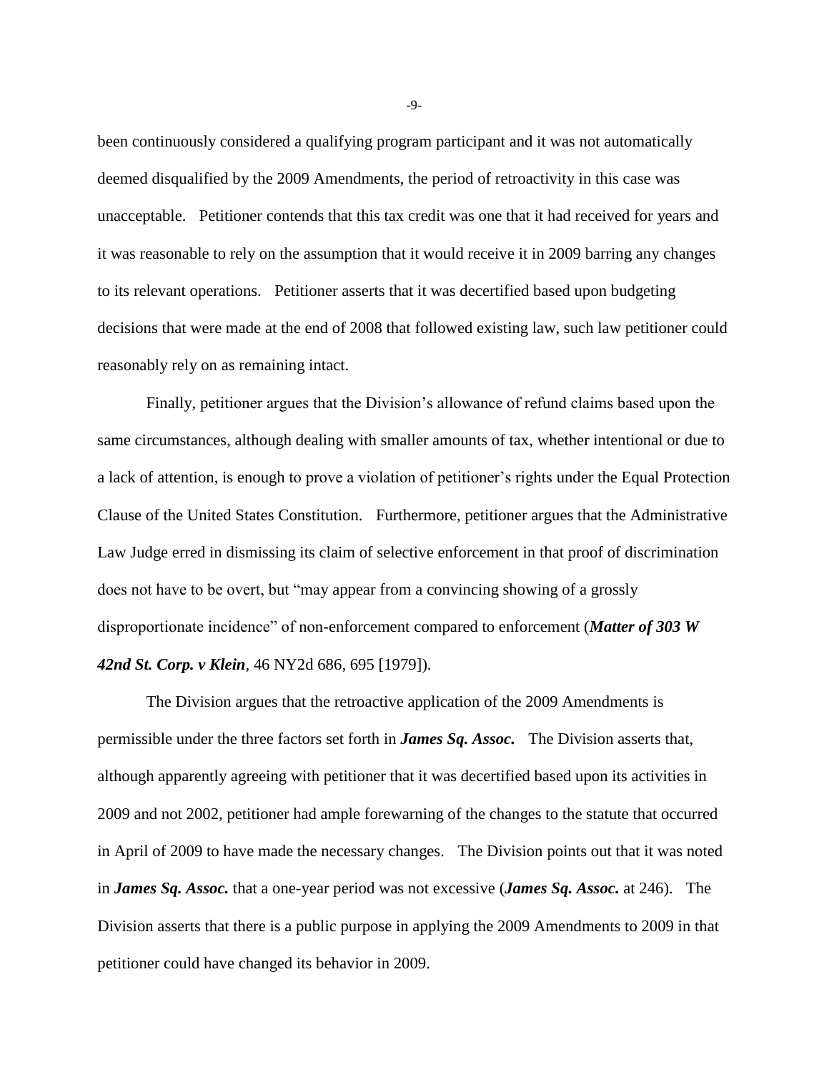been continuously considered a qualifying program participant and it was not automatically deemed disqualified by the 2009 Amendments, the period of retroactivity in this case was unacceptable. Petitioner contends that this tax credit was one that it had received for years and it was reasonable to rely on the assumption that it would receive it in 2009 barring any changes to its relevant operations. Petitioner asserts that it was decertified based upon budgeting decisions that were made at the end of 2008 that followed existing law, such law petitioner could reasonably rely on as remaining intact.

Finally, petitioner argues that the Division's allowance of refund claims based upon the same circumstances, although dealing with smaller amounts of tax, whether intentional or due to a lack of attention, is enough to prove a violation of petitioner's rights under the Equal Protection Clause of the United States Constitution. Furthermore, petitioner argues that the Administrative Law Judge erred in dismissing its claim of selective enforcement in that proof of discrimination does not have to be overt, but "may appear from a convincing showing of a grossly disproportionate incidence" of non-enforcement compared to enforcement (***Matter of 303 W 42nd St. Corp. v Klein***, 46 NY2d 686, 695 [1979]).

The Division argues that the retroactive application of the 2009 Amendments is permissible under the three factors set forth in ***James Sq. Assoc.*** The Division asserts that, although apparently agreeing with petitioner that it was decertified based upon its activities in 2009 and not 2002, petitioner had ample forewarning of the changes to the statute that occurred in April of 2009 to have made the necessary changes. The Division points out that it was noted in ***James Sq. Assoc.*** that a one-year period was not excessive (***James Sq. Assoc.*** at 246). The Division asserts that there is a public purpose in applying the 2009 Amendments to 2009 in that petitioner could have changed its behavior in 2009.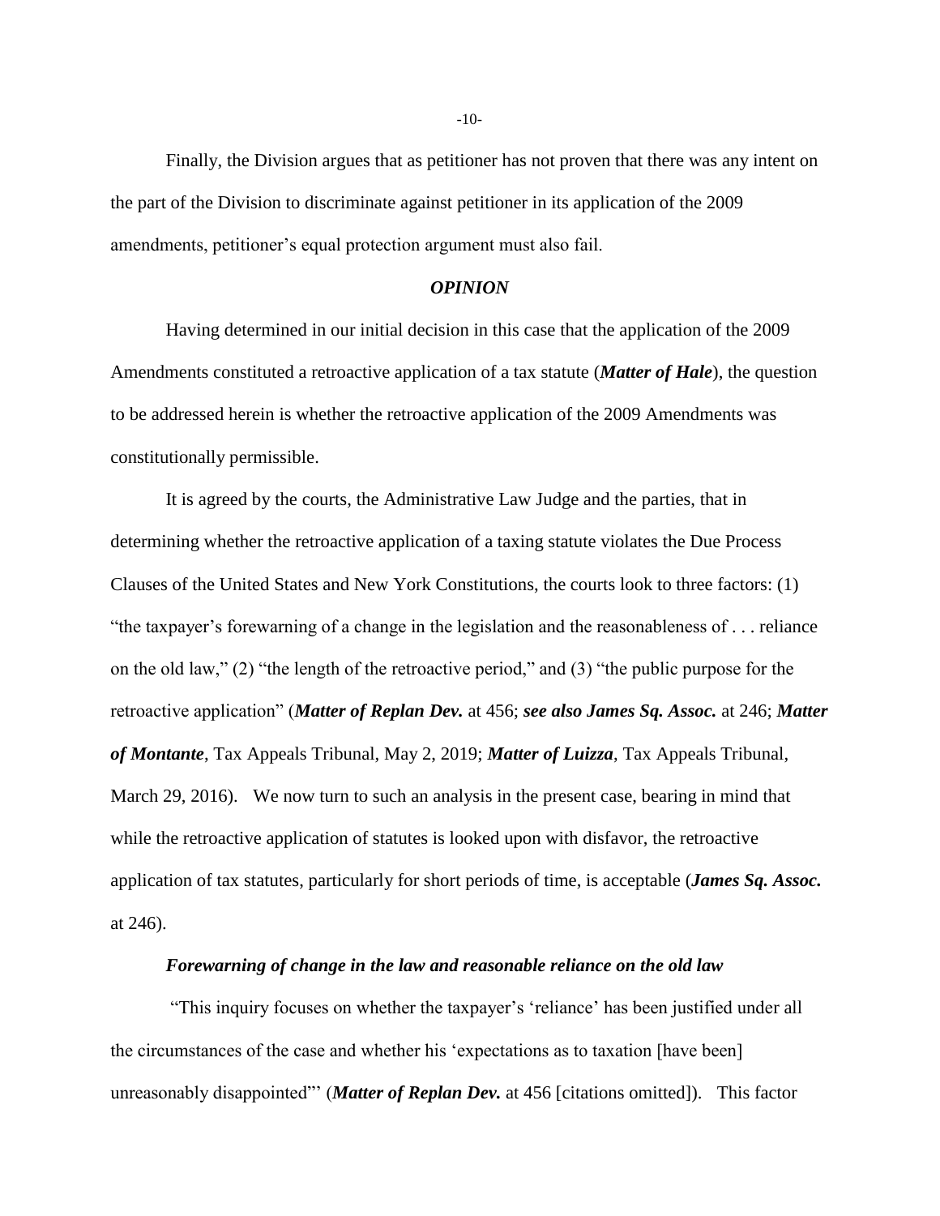Finally, the Division argues that as petitioner has not proven that there was any intent on the part of the Division to discriminate against petitioner in its application of the 2009 amendments, petitioner's equal protection argument must also fail.

## *OPINION*

Having determined in our initial decision in this case that the application of the 2009 Amendments constituted a retroactive application of a tax statute (***Matter of Hale***), the question to be addressed herein is whether the retroactive application of the 2009 Amendments was constitutionally permissible.

It is agreed by the courts, the Administrative Law Judge and the parties, that in determining whether the retroactive application of a taxing statute violates the Due Process Clauses of the United States and New York Constitutions, the courts look to three factors: (1) "the taxpayer's forewarning of a change in the legislation and the reasonableness of . . . reliance on the old law," (2) "the length of the retroactive period," and (3) "the public purpose for the retroactive application" (***Matter of Replan Dev.*** at 456; ***see also James Sq. Assoc.*** at 246; ***Matter of Montante***, Tax Appeals Tribunal, May 2, 2019; ***Matter of Luizza***, Tax Appeals Tribunal, March 29, 2016). We now turn to such an analysis in the present case, bearing in mind that while the retroactive application of statutes is looked upon with disfavor, the retroactive application of tax statutes, particularly for short periods of time, is acceptable (***James Sq. Assoc.*** at 246).

### *Forewarning of change in the law and reasonable reliance on the old law*

"This inquiry focuses on whether the taxpayer's 'reliance' has been justified under all the circumstances of the case and whether his 'expectations as to taxation [have been] unreasonably disappointed"' (***Matter of Replan Dev.*** at 456 [citations omitted]). This factor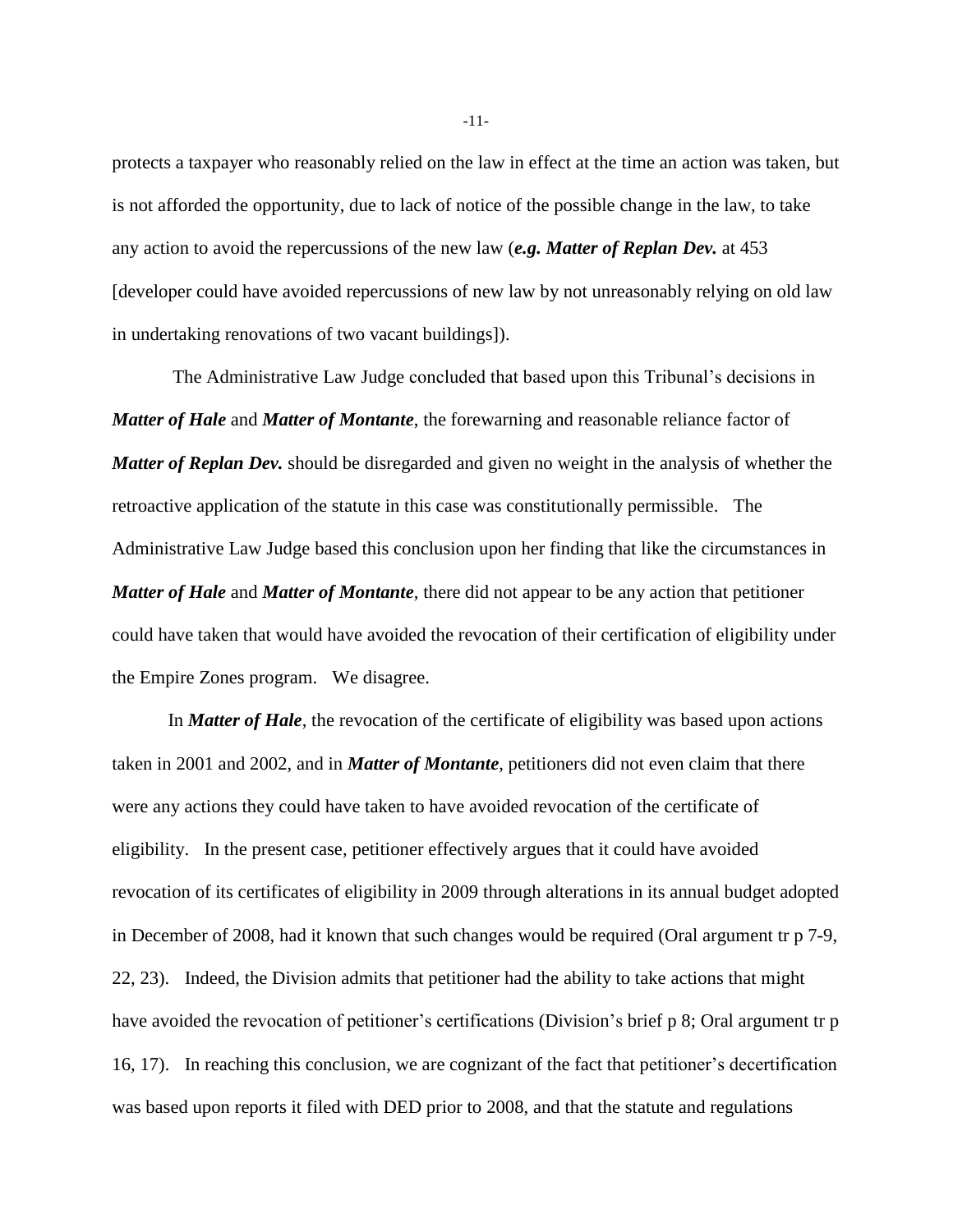protects a taxpayer who reasonably relied on the law in effect at the time an action was taken, but is not afforded the opportunity, due to lack of notice of the possible change in the law, to take any action to avoid the repercussions of the new law (***e.g. Matter of Replan Dev.*** at 453 [developer could have avoided repercussions of new law by not unreasonably relying on old law in undertaking renovations of two vacant buildings]).

The Administrative Law Judge concluded that based upon this Tribunal's decisions in ***Matter of Hale*** and ***Matter of Montante***, the forewarning and reasonable reliance factor of ***Matter of Replan Dev.*** should be disregarded and given no weight in the analysis of whether the retroactive application of the statute in this case was constitutionally permissible. The Administrative Law Judge based this conclusion upon her finding that like the circumstances in ***Matter of Hale*** and ***Matter of Montante***, there did not appear to be any action that petitioner could have taken that would have avoided the revocation of their certification of eligibility under the Empire Zones program. We disagree.

In ***Matter of Hale***, the revocation of the certificate of eligibility was based upon actions taken in 2001 and 2002, and in ***Matter of Montante***, petitioners did not even claim that there were any actions they could have taken to have avoided revocation of the certificate of eligibility. In the present case, petitioner effectively argues that it could have avoided revocation of its certificates of eligibility in 2009 through alterations in its annual budget adopted in December of 2008, had it known that such changes would be required (Oral argument tr p 7-9, 22, 23). Indeed, the Division admits that petitioner had the ability to take actions that might have avoided the revocation of petitioner's certifications (Division's brief p 8; Oral argument tr p 16, 17). In reaching this conclusion, we are cognizant of the fact that petitioner's decertification was based upon reports it filed with DED prior to 2008, and that the statute and regulations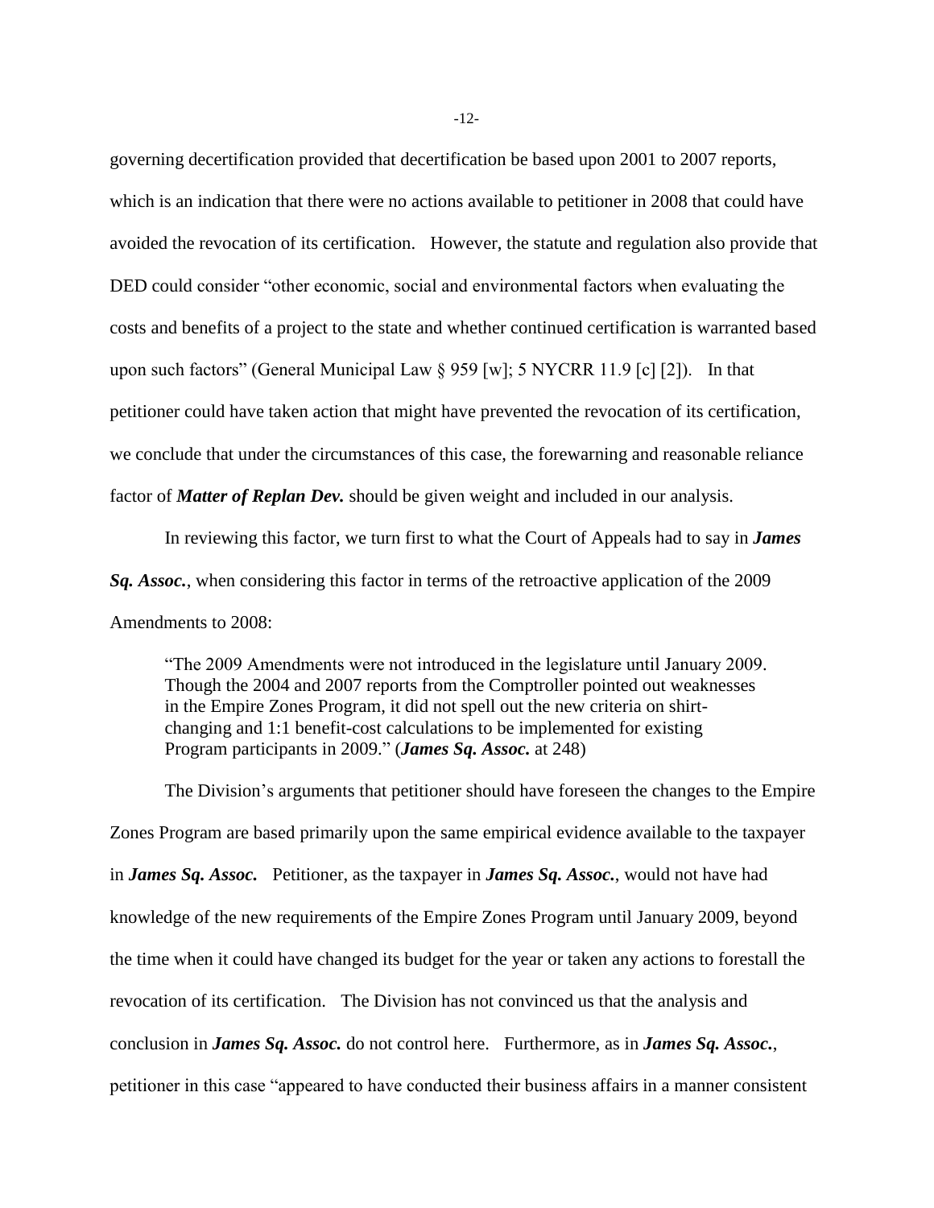governing decertification provided that decertification be based upon 2001 to 2007 reports, which is an indication that there were no actions available to petitioner in 2008 that could have avoided the revocation of its certification. However, the statute and regulation also provide that DED could consider "other economic, social and environmental factors when evaluating the costs and benefits of a project to the state and whether continued certification is warranted based upon such factors" (General Municipal Law § 959 [w]; 5 NYCRR 11.9 [c] [2]). In that petitioner could have taken action that might have prevented the revocation of its certification, we conclude that under the circumstances of this case, the forewarning and reasonable reliance factor of ***Matter of Replan Dev.*** should be given weight and included in our analysis.

In reviewing this factor, we turn first to what the Court of Appeals had to say in ***James Sq. Assoc.***, when considering this factor in terms of the retroactive application of the 2009 Amendments to 2008:

> "The 2009 Amendments were not introduced in the legislature until January 2009. Though the 2004 and 2007 reports from the Comptroller pointed out weaknesses in the Empire Zones Program, it did not spell out the new criteria on shirt-changing and 1:1 benefit-cost calculations to be implemented for existing Program participants in 2009." (***James Sq. Assoc.*** at 248)

The Division's arguments that petitioner should have foreseen the changes to the Empire Zones Program are based primarily upon the same empirical evidence available to the taxpayer in ***James Sq. Assoc.*** Petitioner, as the taxpayer in ***James Sq. Assoc.***, would not have had knowledge of the new requirements of the Empire Zones Program until January 2009, beyond the time when it could have changed its budget for the year or taken any actions to forestall the revocation of its certification. The Division has not convinced us that the analysis and conclusion in ***James Sq. Assoc.*** do not control here. Furthermore, as in ***James Sq. Assoc.***, petitioner in this case "appeared to have conducted their business affairs in a manner consistent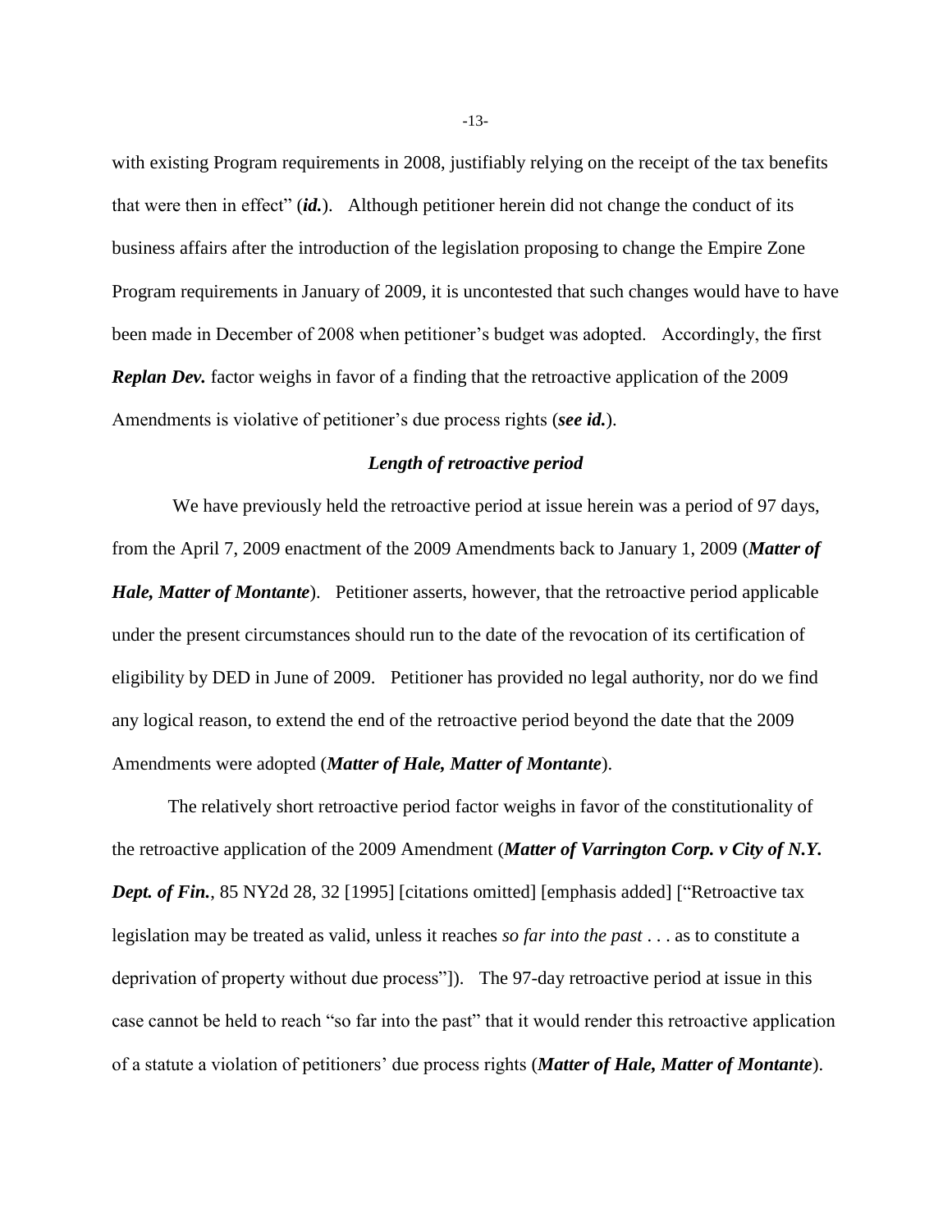with existing Program requirements in 2008, justifiably relying on the receipt of the tax benefits that were then in effect" (***id.***). Although petitioner herein did not change the conduct of its business affairs after the introduction of the legislation proposing to change the Empire Zone Program requirements in January of 2009, it is uncontested that such changes would have to have been made in December of 2008 when petitioner's budget was adopted. Accordingly, the first ***Replan Dev.*** factor weighs in favor of a finding that the retroactive application of the 2009 Amendments is violative of petitioner's due process rights (***see id.***).

### *Length of retroactive period*

We have previously held the retroactive period at issue herein was a period of 97 days, from the April 7, 2009 enactment of the 2009 Amendments back to January 1, 2009 (***Matter of Hale, Matter of Montante***). Petitioner asserts, however, that the retroactive period applicable under the present circumstances should run to the date of the revocation of its certification of eligibility by DED in June of 2009. Petitioner has provided no legal authority, nor do we find any logical reason, to extend the end of the retroactive period beyond the date that the 2009 Amendments were adopted (***Matter of Hale, Matter of Montante***).

The relatively short retroactive period factor weighs in favor of the constitutionality of the retroactive application of the 2009 Amendment (***Matter of Varrington Corp. v City of N.Y. Dept. of Fin.***, 85 NY2d 28, 32 [1995] [citations omitted] [emphasis added] ["Retroactive tax legislation may be treated as valid, unless it reaches *so far into the past* . . . as to constitute a deprivation of property without due process"]). The 97-day retroactive period at issue in this case cannot be held to reach "so far into the past" that it would render this retroactive application of a statute a violation of petitioners' due process rights (***Matter of Hale, Matter of Montante***).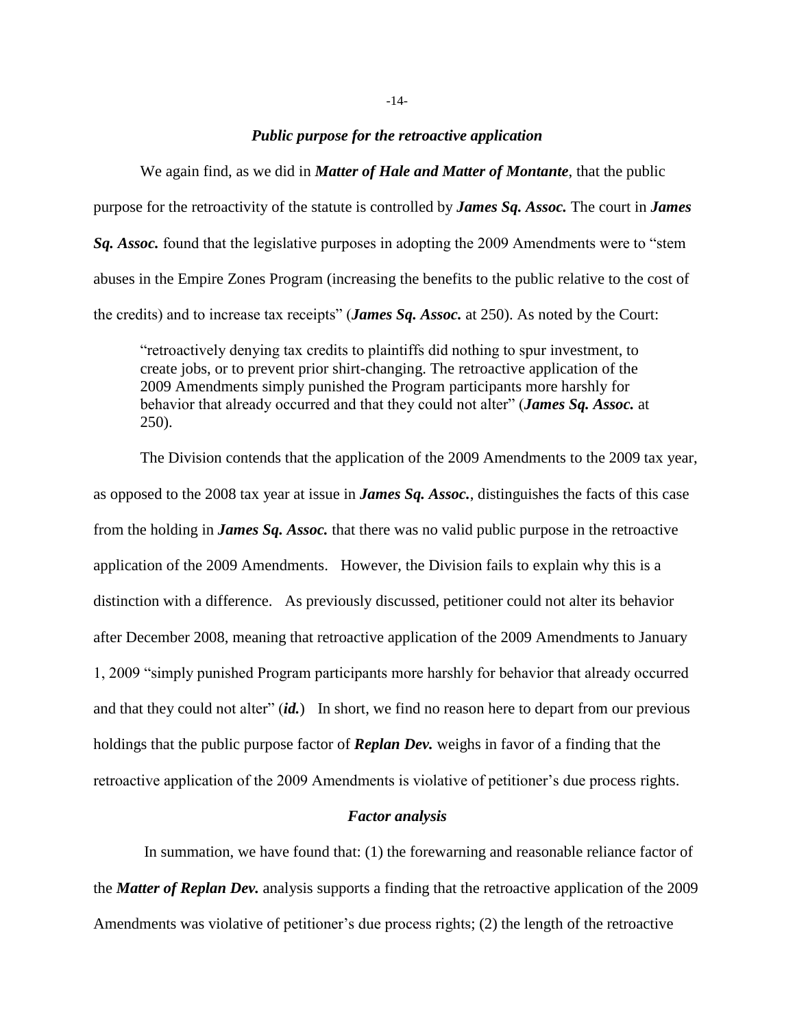### *Public purpose for the retroactive application*

We again find, as we did in ***Matter of Hale and Matter of Montante***, that the public purpose for the retroactivity of the statute is controlled by ***James Sq. Assoc.*** The court in ***James Sq. Assoc.*** found that the legislative purposes in adopting the 2009 Amendments were to "stem abuses in the Empire Zones Program (increasing the benefits to the public relative to the cost of the credits) and to increase tax receipts" (***James Sq. Assoc.*** at 250). As noted by the Court:

> "retroactively denying tax credits to plaintiffs did nothing to spur investment, to create jobs, or to prevent prior shirt-changing. The retroactive application of the 2009 Amendments simply punished the Program participants more harshly for behavior that already occurred and that they could not alter" (***James Sq. Assoc.*** at 250).

The Division contends that the application of the 2009 Amendments to the 2009 tax year, as opposed to the 2008 tax year at issue in ***James Sq. Assoc.***, distinguishes the facts of this case from the holding in ***James Sq. Assoc.*** that there was no valid public purpose in the retroactive application of the 2009 Amendments. However, the Division fails to explain why this is a distinction with a difference. As previously discussed, petitioner could not alter its behavior after December 2008, meaning that retroactive application of the 2009 Amendments to January 1, 2009 "simply punished Program participants more harshly for behavior that already occurred and that they could not alter" (***id.***) In short, we find no reason here to depart from our previous holdings that the public purpose factor of ***Replan Dev.*** weighs in favor of a finding that the retroactive application of the 2009 Amendments is violative of petitioner's due process rights.

### *Factor analysis*

In summation, we have found that: (1) the forewarning and reasonable reliance factor of the ***Matter of Replan Dev.*** analysis supports a finding that the retroactive application of the 2009 Amendments was violative of petitioner's due process rights; (2) the length of the retroactive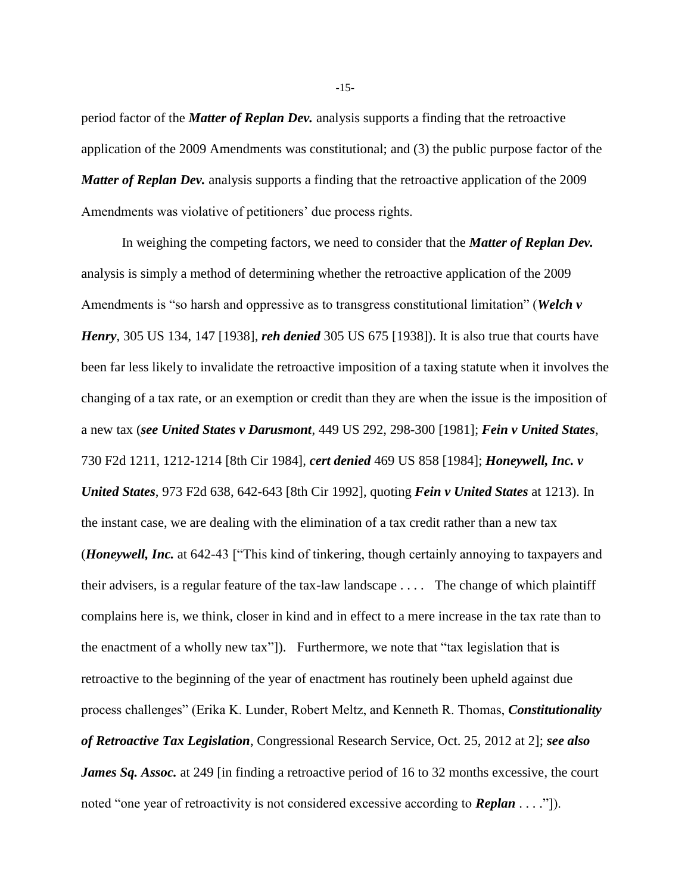period factor of the ***Matter of Replan Dev.*** analysis supports a finding that the retroactive application of the 2009 Amendments was constitutional; and (3) the public purpose factor of the ***Matter of Replan Dev.*** analysis supports a finding that the retroactive application of the 2009 Amendments was violative of petitioners' due process rights.

In weighing the competing factors, we need to consider that the ***Matter of Replan Dev.*** analysis is simply a method of determining whether the retroactive application of the 2009 Amendments is "so harsh and oppressive as to transgress constitutional limitation" (***Welch v Henry***, 305 US 134, 147 [1938], ***reh denied*** 305 US 675 [1938]). It is also true that courts have been far less likely to invalidate the retroactive imposition of a taxing statute when it involves the changing of a tax rate, or an exemption or credit than they are when the issue is the imposition of a new tax (***see United States v Darusmont***, 449 US 292, 298-300 [1981]; ***Fein v United States***, 730 F2d 1211, 1212-1214 [8th Cir 1984], ***cert denied*** 469 US 858 [1984]; ***Honeywell, Inc. v United States***, 973 F2d 638, 642-643 [8th Cir 1992], quoting ***Fein v United States*** at 1213). In the instant case, we are dealing with the elimination of a tax credit rather than a new tax (***Honeywell, Inc.*** at 642-43 ["This kind of tinkering, though certainly annoying to taxpayers and their advisers, is a regular feature of the tax-law landscape . . . . The change of which plaintiff complains here is, we think, closer in kind and in effect to a mere increase in the tax rate than to the enactment of a wholly new tax"]). Furthermore, we note that "tax legislation that is retroactive to the beginning of the year of enactment has routinely been upheld against due process challenges" (Erika K. Lunder, Robert Meltz, and Kenneth R. Thomas, ***Constitutionality of Retroactive Tax Legislation***, Congressional Research Service, Oct. 25, 2012 at 2]; ***see also James Sq. Assoc.*** at 249 [in finding a retroactive period of 16 to 32 months excessive, the court noted "one year of retroactivity is not considered excessive according to ***Replan*** . . . ."]).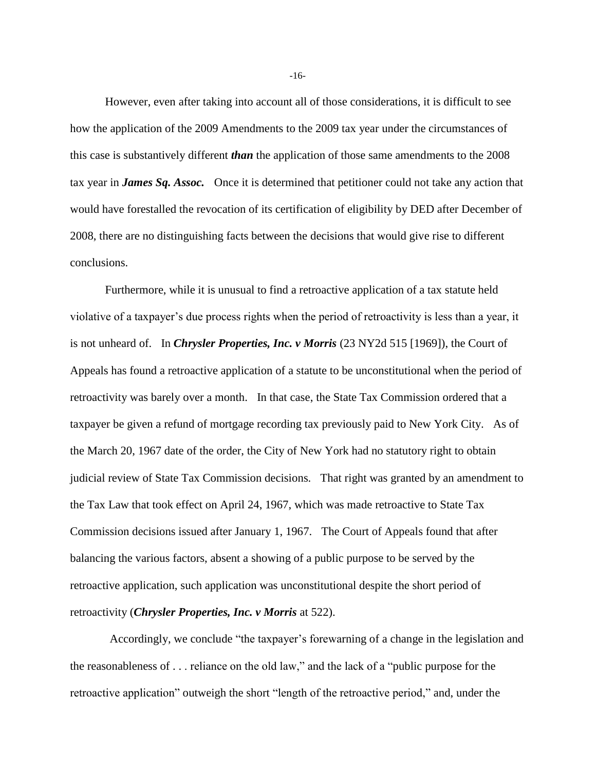However, even after taking into account all of those considerations, it is difficult to see how the application of the 2009 Amendments to the 2009 tax year under the circumstances of this case is substantively different ***than*** the application of those same amendments to the 2008 tax year in ***James Sq. Assoc.*** Once it is determined that petitioner could not take any action that would have forestalled the revocation of its certification of eligibility by DED after December of 2008, there are no distinguishing facts between the decisions that would give rise to different conclusions.

Furthermore, while it is unusual to find a retroactive application of a tax statute held violative of a taxpayer's due process rights when the period of retroactivity is less than a year, it is not unheard of. In ***Chrysler Properties, Inc. v Morris*** (23 NY2d 515 [1969]), the Court of Appeals has found a retroactive application of a statute to be unconstitutional when the period of retroactivity was barely over a month. In that case, the State Tax Commission ordered that a taxpayer be given a refund of mortgage recording tax previously paid to New York City. As of the March 20, 1967 date of the order, the City of New York had no statutory right to obtain judicial review of State Tax Commission decisions. That right was granted by an amendment to the Tax Law that took effect on April 24, 1967, which was made retroactive to State Tax Commission decisions issued after January 1, 1967. The Court of Appeals found that after balancing the various factors, absent a showing of a public purpose to be served by the retroactive application, such application was unconstitutional despite the short period of retroactivity (***Chrysler Properties, Inc. v Morris*** at 522).

Accordingly, we conclude "the taxpayer's forewarning of a change in the legislation and the reasonableness of . . . reliance on the old law," and the lack of a "public purpose for the retroactive application" outweigh the short "length of the retroactive period," and, under the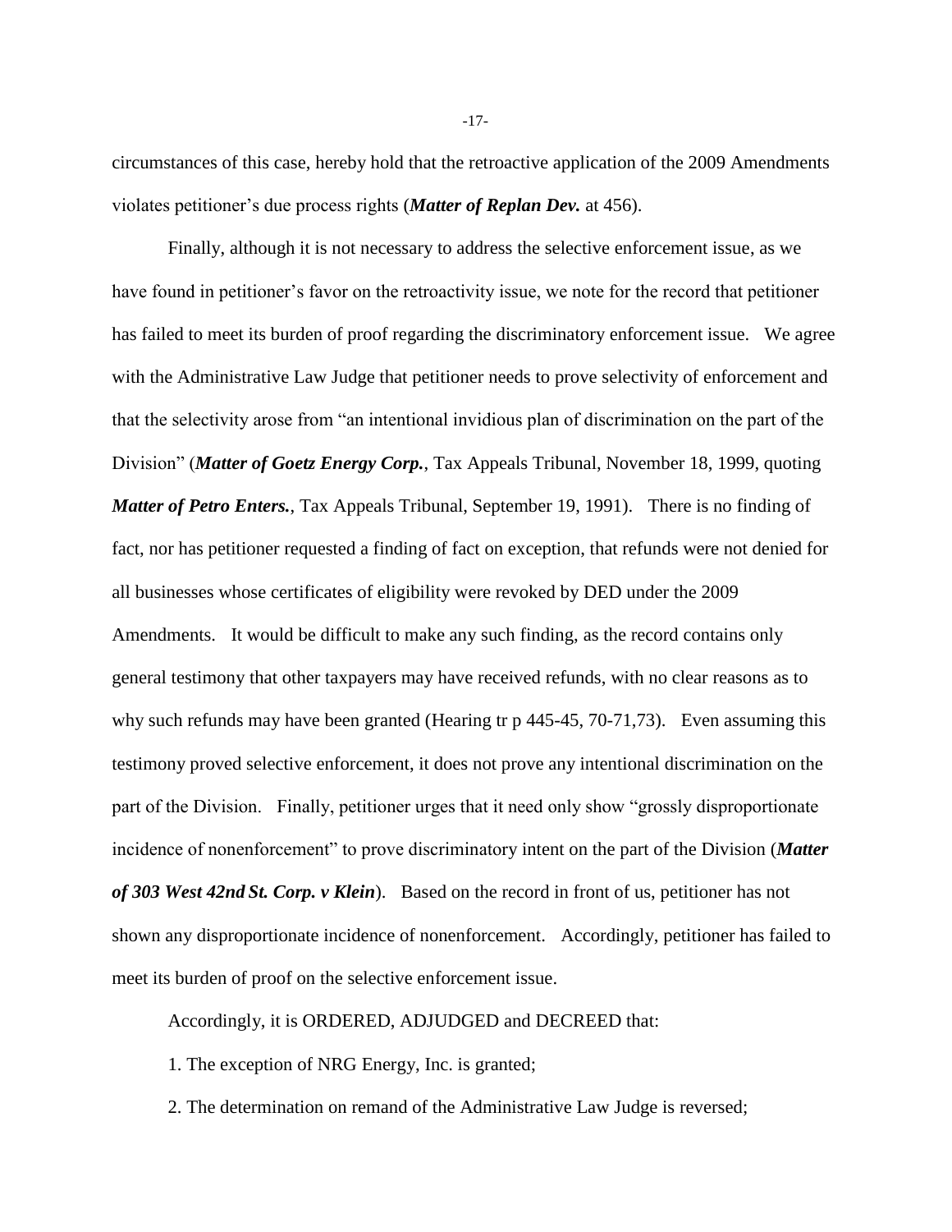circumstances of this case, hereby hold that the retroactive application of the 2009 Amendments violates petitioner's due process rights (***Matter of Replan Dev.*** at 456).

Finally, although it is not necessary to address the selective enforcement issue, as we have found in petitioner's favor on the retroactivity issue, we note for the record that petitioner has failed to meet its burden of proof regarding the discriminatory enforcement issue. We agree with the Administrative Law Judge that petitioner needs to prove selectivity of enforcement and that the selectivity arose from "an intentional invidious plan of discrimination on the part of the Division" (***Matter of Goetz Energy Corp.***, Tax Appeals Tribunal, November 18, 1999, quoting ***Matter of Petro Enters.***, Tax Appeals Tribunal, September 19, 1991). There is no finding of fact, nor has petitioner requested a finding of fact on exception, that refunds were not denied for all businesses whose certificates of eligibility were revoked by DED under the 2009 Amendments. It would be difficult to make any such finding, as the record contains only general testimony that other taxpayers may have received refunds, with no clear reasons as to why such refunds may have been granted (Hearing tr p 445-45, 70-71,73). Even assuming this testimony proved selective enforcement, it does not prove any intentional discrimination on the part of the Division. Finally, petitioner urges that it need only show "grossly disproportionate incidence of nonenforcement" to prove discriminatory intent on the part of the Division (***Matter of 303 West 42nd St. Corp. v Klein***). Based on the record in front of us, petitioner has not shown any disproportionate incidence of nonenforcement. Accordingly, petitioner has failed to meet its burden of proof on the selective enforcement issue.

Accordingly, it is ORDERED, ADJUDGED and DECREED that:

1. The exception of NRG Energy, Inc. is granted;

2. The determination on remand of the Administrative Law Judge is reversed;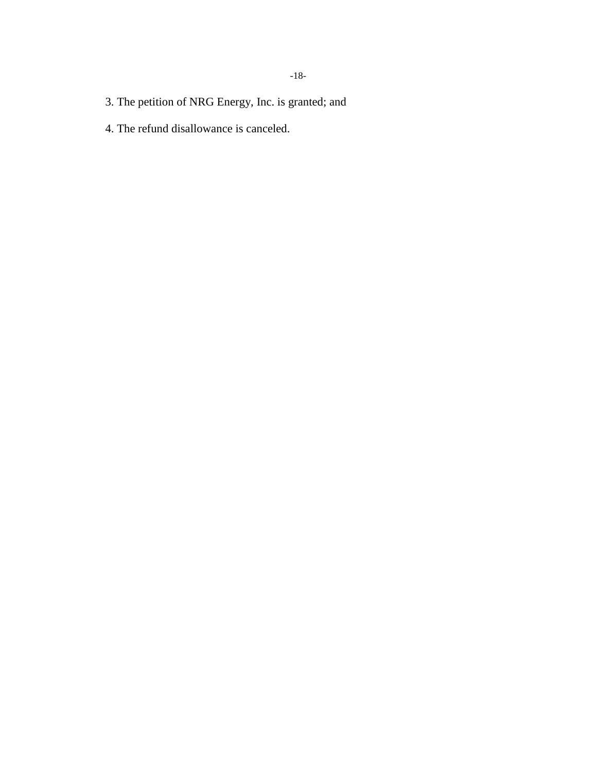3. The petition of NRG Energy, Inc. is granted; and

4. The refund disallowance is canceled.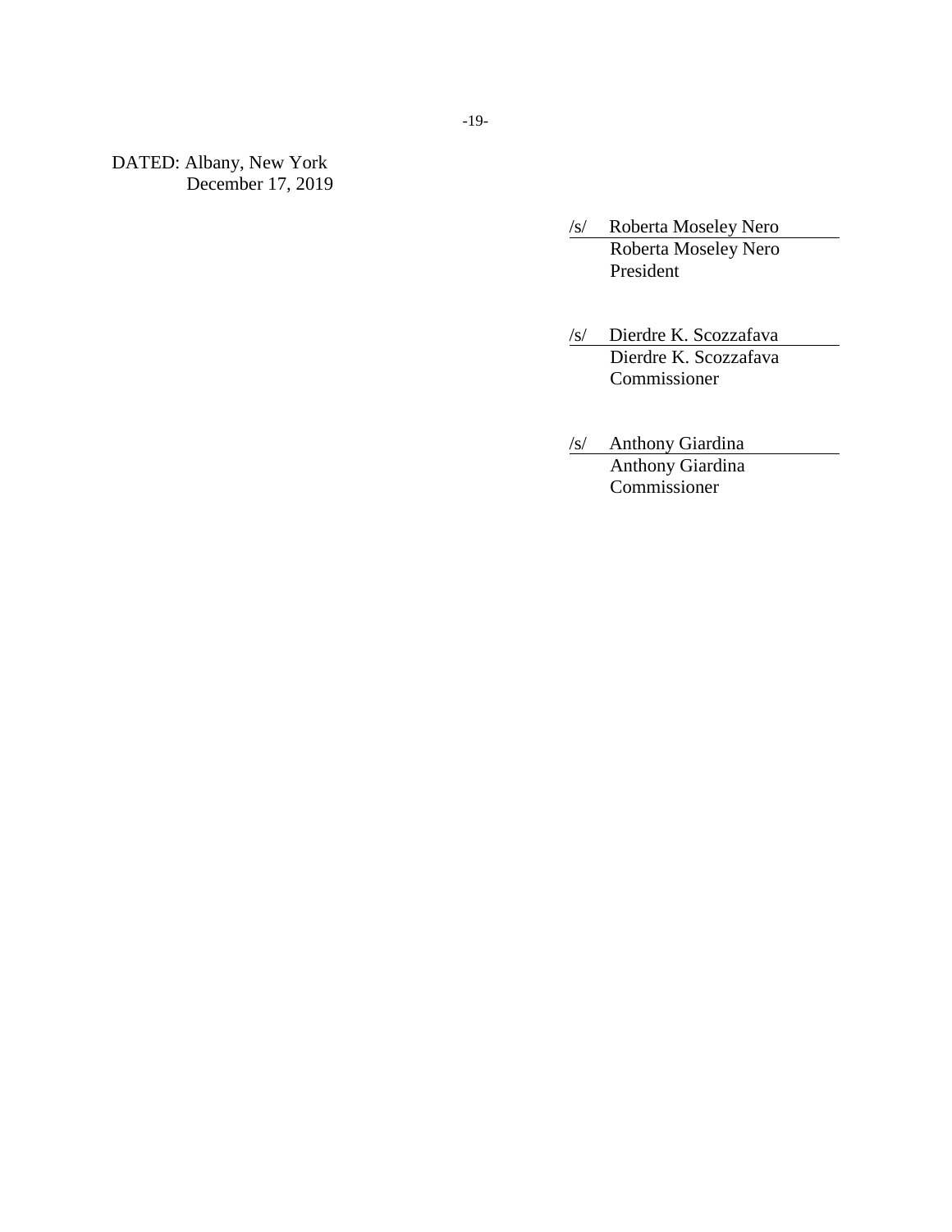DATED: Albany, New York
December 17, 2019

/s/ Roberta Moseley Nero
Roberta Moseley Nero
President

/s/ Dierdre K. Scozzafava
Dierdre K. Scozzafava
Commissioner

/s/ Anthony Giardina
Anthony Giardina
Commissioner